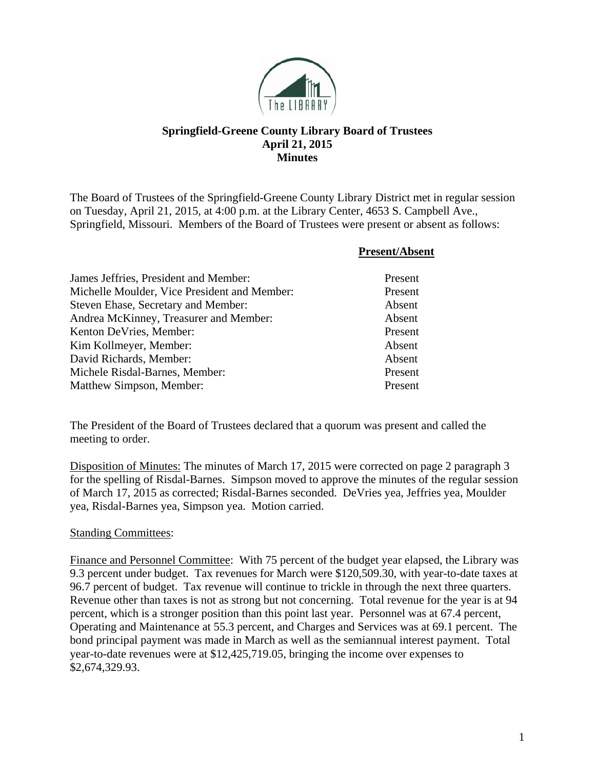**Springfield-Greene County Library Board of Trustees**
**April 21, 2015**
**Minutes**

The Board of Trustees of the Springfield-Greene County Library District met in regular session on Tuesday, April 21, 2015, at 4:00 p.m. at the Library Center, 4653 S. Campbell Ave., Springfield, Missouri. Members of the Board of Trustees were present or absent as follows:

| | **Present/Absent** |
|---|---|
| James Jeffries, President and Member: | Present |
| Michelle Moulder, Vice President and Member: | Present |
| Steven Ehase, Secretary and Member: | Absent |
| Andrea McKinney, Treasurer and Member: | Absent |
| Kenton DeVries, Member: | Present |
| Kim Kollmeyer, Member: | Absent |
| David Richards, Member: | Absent |
| Michele Risdal-Barnes, Member: | Present |
| Matthew Simpson, Member: | Present |

The President of the Board of Trustees declared that a quorum was present and called the meeting to order.

Disposition of Minutes: The minutes of March 17, 2015 were corrected on page 2 paragraph 3 for the spelling of Risdal-Barnes. Simpson moved to approve the minutes of the regular session of March 17, 2015 as corrected; Risdal-Barnes seconded. DeVries yea, Jeffries yea, Moulder yea, Risdal-Barnes yea, Simpson yea. Motion carried.

Standing Committees:

Finance and Personnel Committee: With 75 percent of the budget year elapsed, the Library was 9.3 percent under budget. Tax revenues for March were $120,509.30, with year-to-date taxes at 96.7 percent of budget. Tax revenue will continue to trickle in through the next three quarters. Revenue other than taxes is not as strong but not concerning. Total revenue for the year is at 94 percent, which is a stronger position than this point last year. Personnel was at 67.4 percent, Operating and Maintenance at 55.3 percent, and Charges and Services was at 69.1 percent. The bond principal payment was made in March as well as the semiannual interest payment. Total year-to-date revenues were at $12,425,719.05, bringing the income over expenses to $2,674,329.93.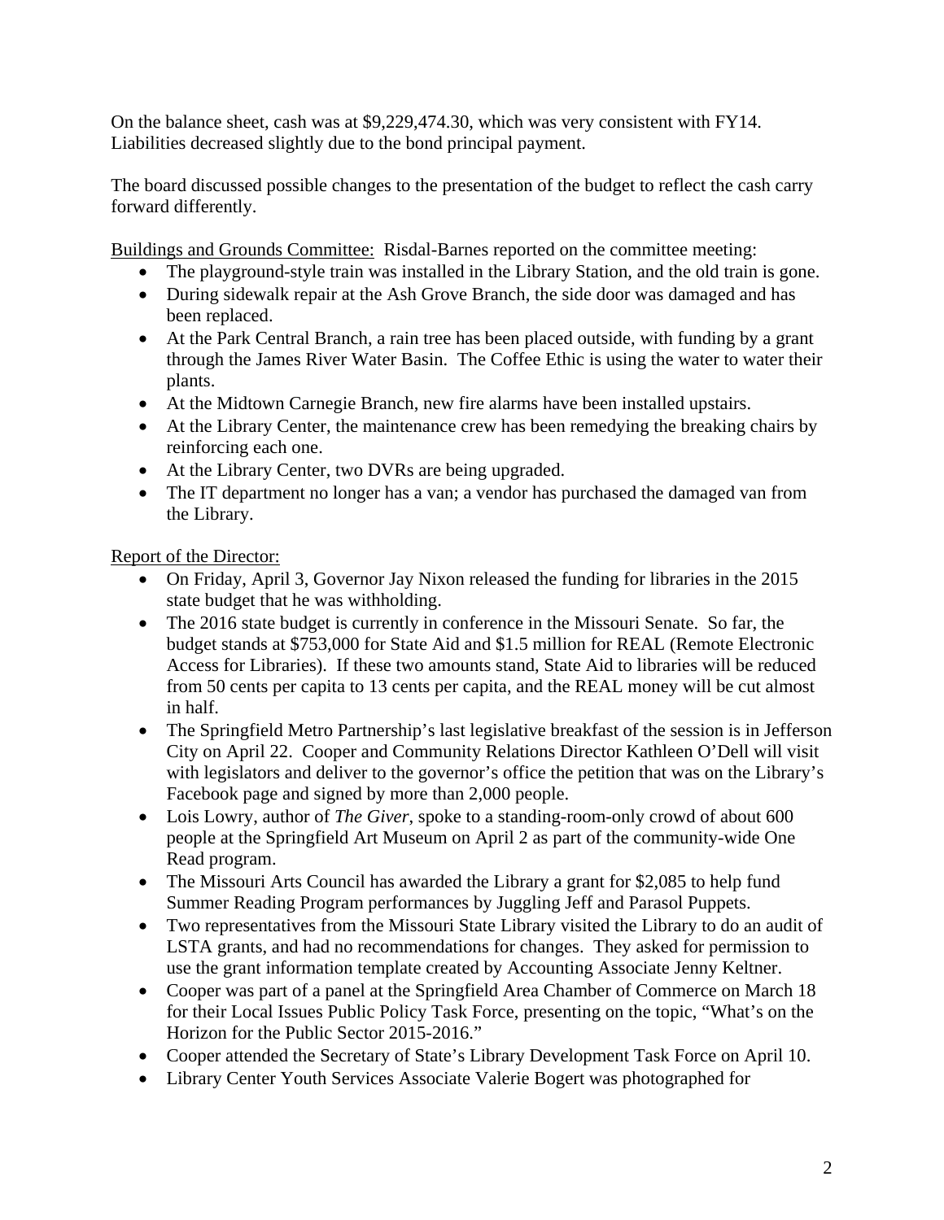On the balance sheet, cash was at $9,229,474.30, which was very consistent with FY14. Liabilities decreased slightly due to the bond principal payment.

The board discussed possible changes to the presentation of the budget to reflect the cash carry forward differently.

<u>Buildings and Grounds Committee:</u> Risdal-Barnes reported on the committee meeting:

- The playground-style train was installed in the Library Station, and the old train is gone.
- During sidewalk repair at the Ash Grove Branch, the side door was damaged and has been replaced.
- At the Park Central Branch, a rain tree has been placed outside, with funding by a grant through the James River Water Basin. The Coffee Ethic is using the water to water their plants.
- At the Midtown Carnegie Branch, new fire alarms have been installed upstairs.
- At the Library Center, the maintenance crew has been remedying the breaking chairs by reinforcing each one.
- At the Library Center, two DVRs are being upgraded.
- The IT department no longer has a van; a vendor has purchased the damaged van from the Library.

<u>Report of the Director:</u>

- On Friday, April 3, Governor Jay Nixon released the funding for libraries in the 2015 state budget that he was withholding.
- The 2016 state budget is currently in conference in the Missouri Senate. So far, the budget stands at $753,000 for State Aid and $1.5 million for REAL (Remote Electronic Access for Libraries). If these two amounts stand, State Aid to libraries will be reduced from 50 cents per capita to 13 cents per capita, and the REAL money will be cut almost in half.
- The Springfield Metro Partnership's last legislative breakfast of the session is in Jefferson City on April 22. Cooper and Community Relations Director Kathleen O'Dell will visit with legislators and deliver to the governor's office the petition that was on the Library's Facebook page and signed by more than 2,000 people.
- Lois Lowry, author of *The Giver*, spoke to a standing-room-only crowd of about 600 people at the Springfield Art Museum on April 2 as part of the community-wide One Read program.
- The Missouri Arts Council has awarded the Library a grant for $2,085 to help fund Summer Reading Program performances by Juggling Jeff and Parasol Puppets.
- Two representatives from the Missouri State Library visited the Library to do an audit of LSTA grants, and had no recommendations for changes. They asked for permission to use the grant information template created by Accounting Associate Jenny Keltner.
- Cooper was part of a panel at the Springfield Area Chamber of Commerce on March 18 for their Local Issues Public Policy Task Force, presenting on the topic, "What's on the Horizon for the Public Sector 2015-2016."
- Cooper attended the Secretary of State's Library Development Task Force on April 10.
- Library Center Youth Services Associate Valerie Bogert was photographed for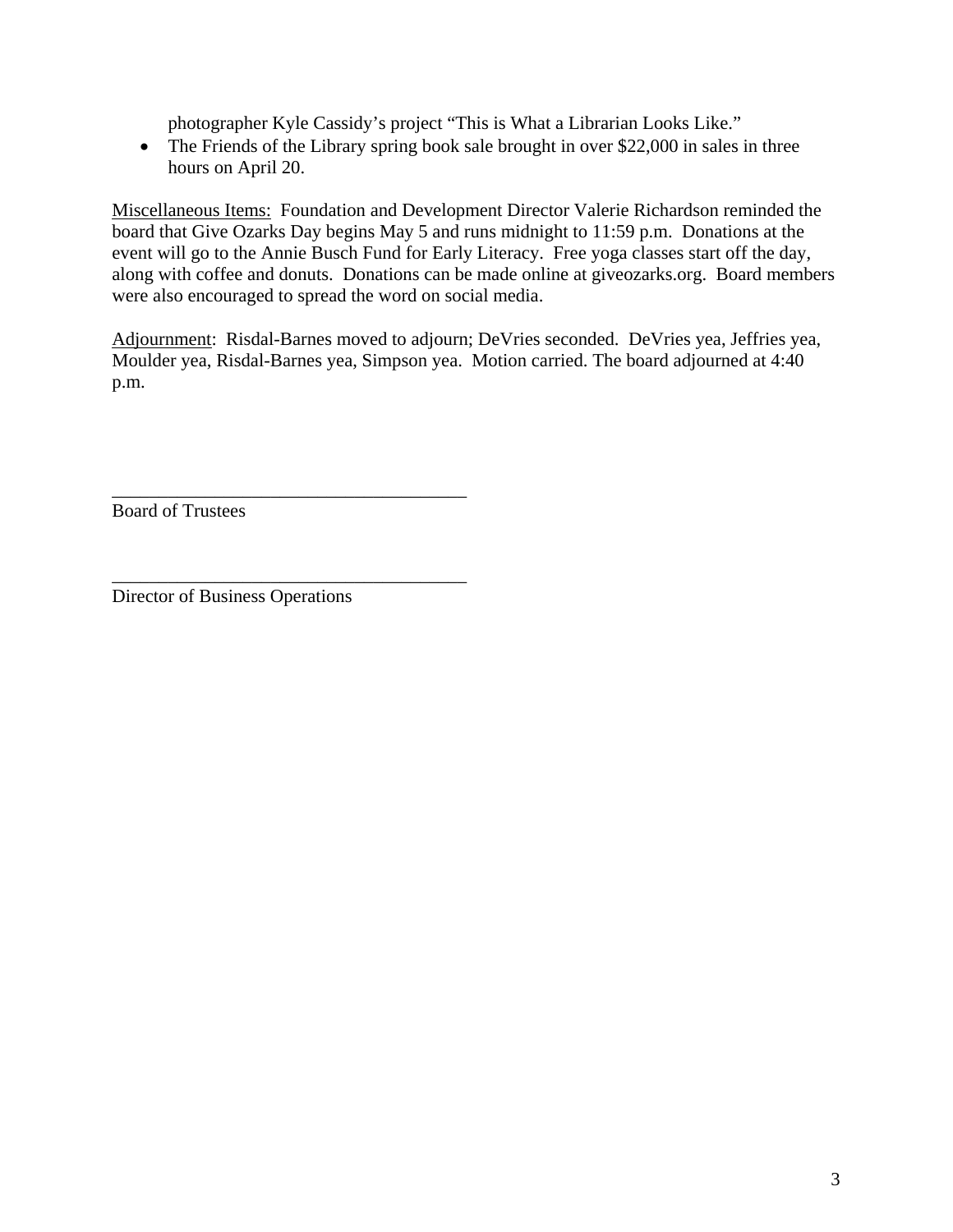photographer Kyle Cassidy's project "This is What a Librarian Looks Like."

- The Friends of the Library spring book sale brought in over $22,000 in sales in three hours on April 20.

Miscellaneous Items: Foundation and Development Director Valerie Richardson reminded the board that Give Ozarks Day begins May 5 and runs midnight to 11:59 p.m. Donations at the event will go to the Annie Busch Fund for Early Literacy. Free yoga classes start off the day, along with coffee and donuts. Donations can be made online at giveozarks.org. Board members were also encouraged to spread the word on social media.

Adjournment: Risdal-Barnes moved to adjourn; DeVries seconded. DeVries yea, Jeffries yea, Moulder yea, Risdal-Barnes yea, Simpson yea. Motion carried. The board adjourned at 4:40 p.m.

_______________________________________
Board of Trustees

_______________________________________
Director of Business Operations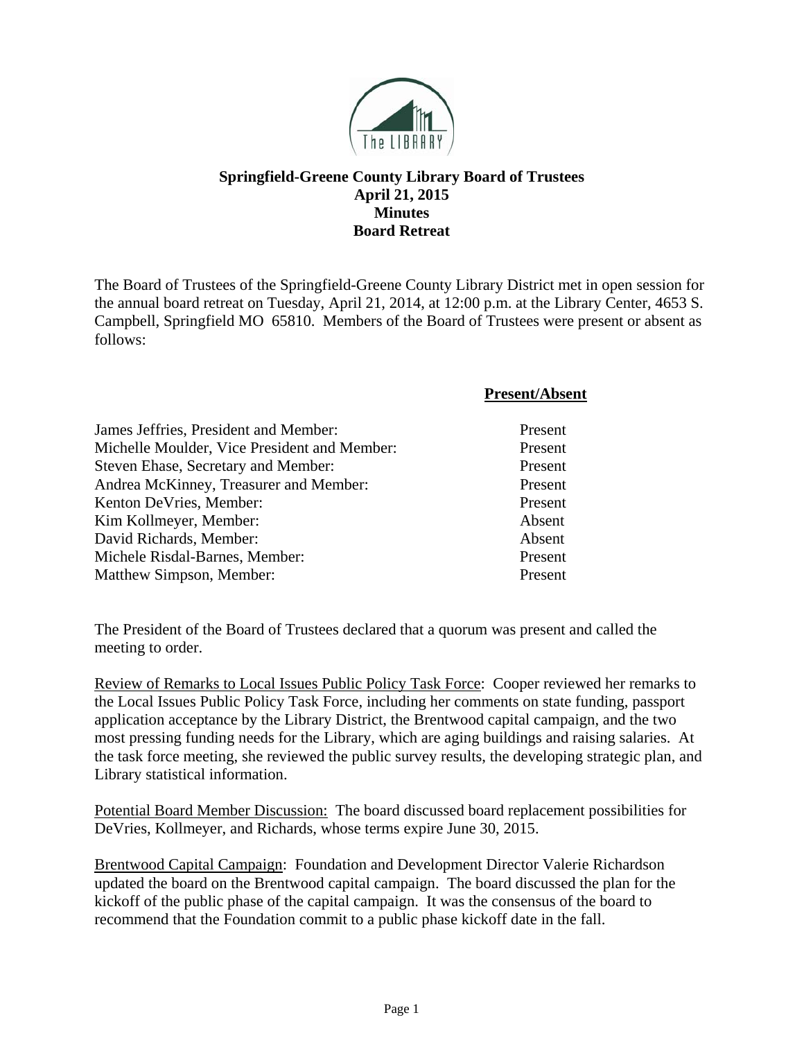**Springfield-Greene County Library Board of Trustees**
**April 21, 2015**
**Minutes**
**Board Retreat**

The Board of Trustees of the Springfield-Greene County Library District met in open session for the annual board retreat on Tuesday, April 21, 2014, at 12:00 p.m. at the Library Center, 4653 S. Campbell, Springfield MO 65810. Members of the Board of Trustees were present or absent as follows:

| | Present/Absent |
|---|---|
| James Jeffries, President and Member: | Present |
| Michelle Moulder, Vice President and Member: | Present |
| Steven Ehase, Secretary and Member: | Present |
| Andrea McKinney, Treasurer and Member: | Present |
| Kenton DeVries, Member: | Present |
| Kim Kollmeyer, Member: | Absent |
| David Richards, Member: | Absent |
| Michele Risdal-Barnes, Member: | Present |
| Matthew Simpson, Member: | Present |

The President of the Board of Trustees declared that a quorum was present and called the meeting to order.

Review of Remarks to Local Issues Public Policy Task Force: Cooper reviewed her remarks to the Local Issues Public Policy Task Force, including her comments on state funding, passport application acceptance by the Library District, the Brentwood capital campaign, and the two most pressing funding needs for the Library, which are aging buildings and raising salaries. At the task force meeting, she reviewed the public survey results, the developing strategic plan, and Library statistical information.

Potential Board Member Discussion: The board discussed board replacement possibilities for DeVries, Kollmeyer, and Richards, whose terms expire June 30, 2015.

Brentwood Capital Campaign: Foundation and Development Director Valerie Richardson updated the board on the Brentwood capital campaign. The board discussed the plan for the kickoff of the public phase of the capital campaign. It was the consensus of the board to recommend that the Foundation commit to a public phase kickoff date in the fall.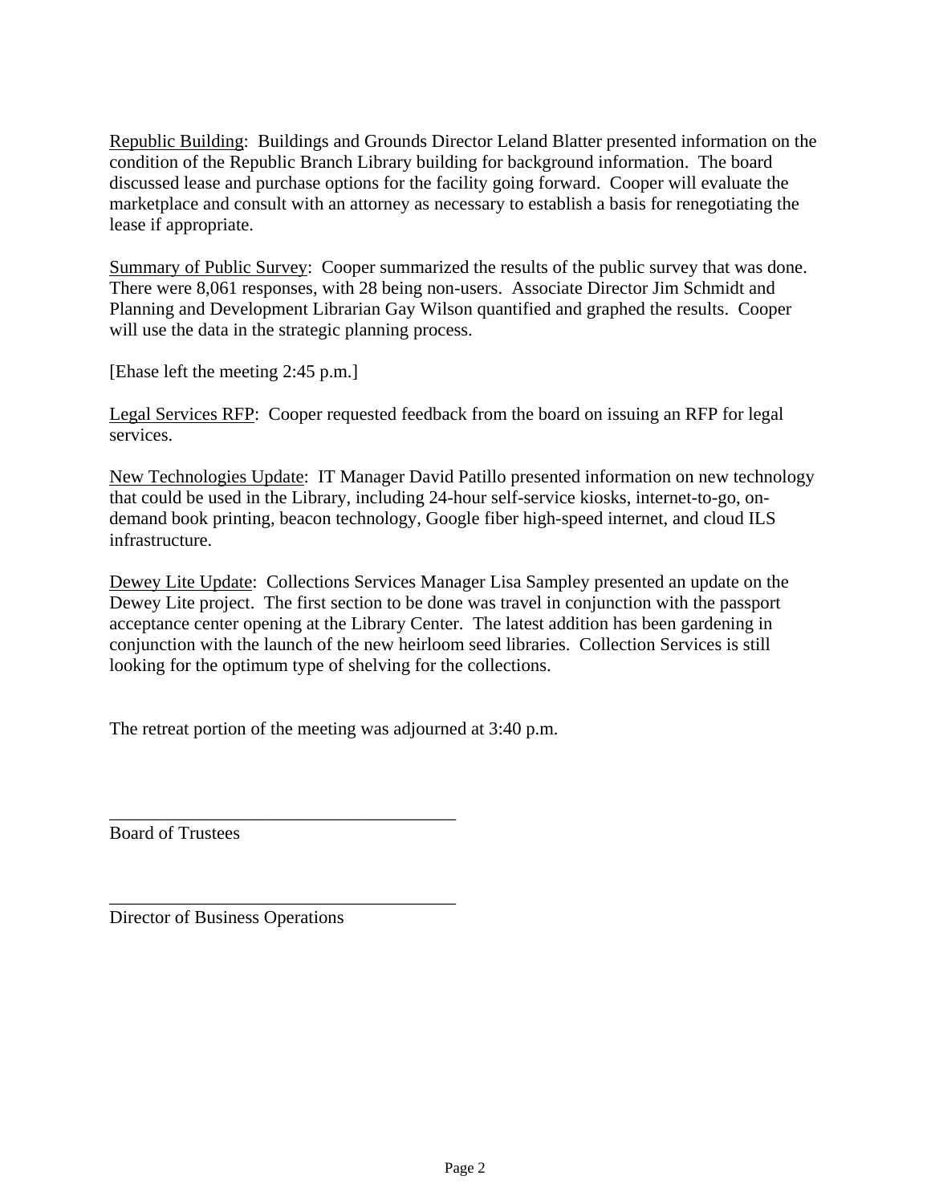Republic Building: Buildings and Grounds Director Leland Blatter presented information on the condition of the Republic Branch Library building for background information. The board discussed lease and purchase options for the facility going forward. Cooper will evaluate the marketplace and consult with an attorney as necessary to establish a basis for renegotiating the lease if appropriate.

Summary of Public Survey: Cooper summarized the results of the public survey that was done. There were 8,061 responses, with 28 being non-users. Associate Director Jim Schmidt and Planning and Development Librarian Gay Wilson quantified and graphed the results. Cooper will use the data in the strategic planning process.

[Ehase left the meeting 2:45 p.m.]

Legal Services RFP: Cooper requested feedback from the board on issuing an RFP for legal services.

New Technologies Update: IT Manager David Patillo presented information on new technology that could be used in the Library, including 24-hour self-service kiosks, internet-to-go, on-demand book printing, beacon technology, Google fiber high-speed internet, and cloud ILS infrastructure.

Dewey Lite Update: Collections Services Manager Lisa Sampley presented an update on the Dewey Lite project. The first section to be done was travel in conjunction with the passport acceptance center opening at the Library Center. The latest addition has been gardening in conjunction with the launch of the new heirloom seed libraries. Collection Services is still looking for the optimum type of shelving for the collections.

The retreat portion of the meeting was adjourned at 3:40 p.m.

\_\_\_\_\_\_\_\_\_\_\_\_\_\_\_\_\_\_\_\_\_\_\_\_\_\_\_\_\_\_\_\_\_\_\_\_\_\_\_

Board of Trustees

\_\_\_\_\_\_\_\_\_\_\_\_\_\_\_\_\_\_\_\_\_\_\_\_\_\_\_\_\_\_\_\_\_\_\_\_\_\_\_

Director of Business Operations